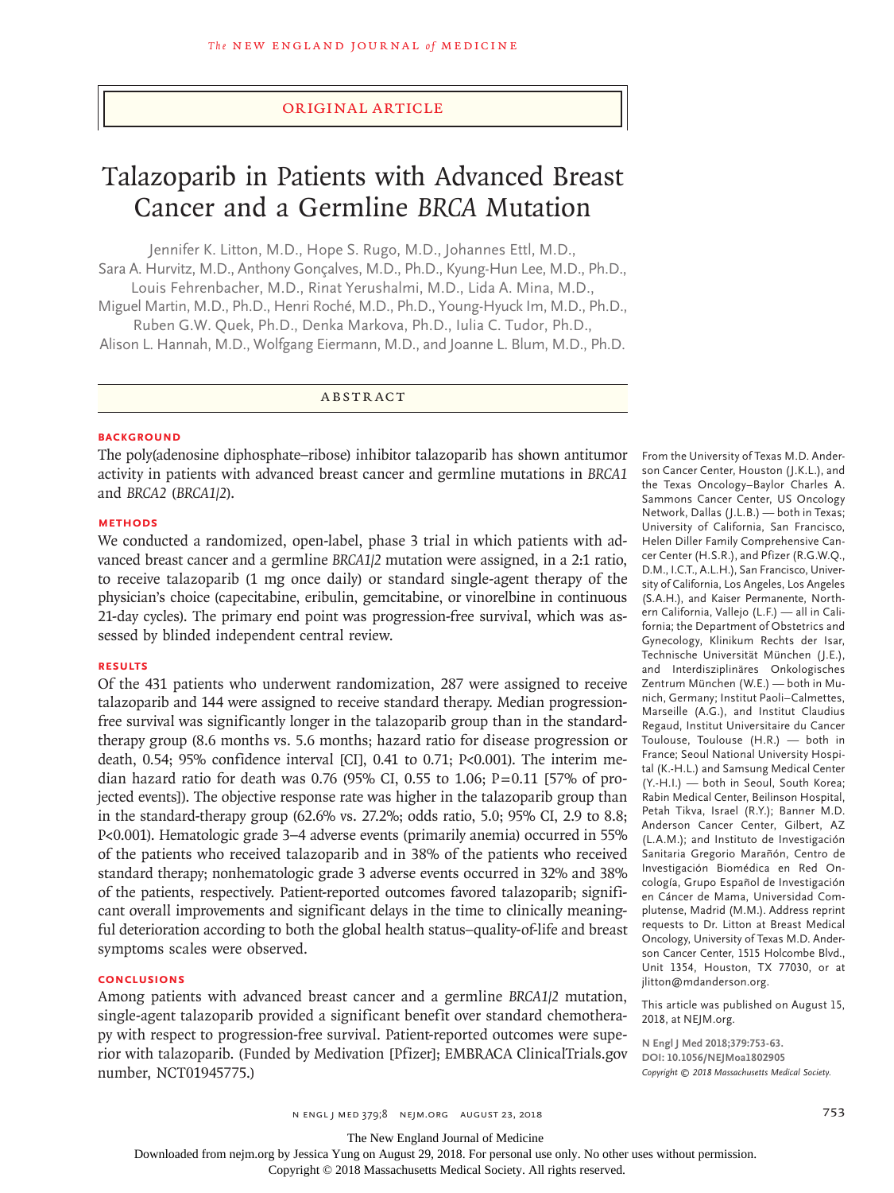ORIGINAL ARTICLE

# Talazoparib in Patients with Advanced Breast Cancer and a Germline *BRCA* Mutation

Jennifer K. Litton, M.D., Hope S. Rugo, M.D., Johannes Ettl, M.D., Sara A. Hurvitz, M.D., Anthony Gonçalves, M.D., Ph.D., Kyung-Hun Lee, M.D., Ph.D., Louis Fehrenbacher, M.D., Rinat Yerushalmi, M.D., Lida A. Mina, M.D., Miguel Martin, M.D., Ph.D., Henri Roché, M.D., Ph.D., Young-Hyuck Im, M.D., Ph.D., Ruben G.W. Quek, Ph.D., Denka Markova, Ph.D., Iulia C. Tudor, Ph.D., Alison L. Hannah, M.D., Wolfgang Eiermann, M.D., and Joanne L. Blum, M.D., Ph.D.

## ABSTRACT

### BACKGROUND

The poly(adenosine diphosphate–ribose) inhibitor talazoparib has shown antitumor activity in patients with advanced breast cancer and germline mutations in *BRCA1* and *BRCA2* (*BRCA1/2*).

### METHODS

We conducted a randomized, open-label, phase 3 trial in which patients with advanced breast cancer and a germline *BRCA1/2* mutation were assigned, in a 2:1 ratio, to receive talazoparib (1 mg once daily) or standard single-agent therapy of the physician's choice (capecitabine, eribulin, gemcitabine, or vinorelbine in continuous 21-day cycles). The primary end point was progression-free survival, which was assessed by blinded independent central review.

### RESULTS

Of the 431 patients who underwent randomization, 287 were assigned to receive talazoparib and 144 were assigned to receive standard therapy. Median progression-free survival was significantly longer in the talazoparib group than in the standard-therapy group (8.6 months vs. 5.6 months; hazard ratio for disease progression or death, 0.54; 95% confidence interval [CI], 0.41 to 0.71; P<0.001). The interim median hazard ratio for death was 0.76 (95% CI, 0.55 to 1.06; P=0.11 [57% of projected events]). The objective response rate was higher in the talazoparib group than in the standard-therapy group (62.6% vs. 27.2%; odds ratio, 5.0; 95% CI, 2.9 to 8.8; P<0.001). Hematologic grade 3–4 adverse events (primarily anemia) occurred in 55% of the patients who received talazoparib and in 38% of the patients who received standard therapy; nonhematologic grade 3 adverse events occurred in 32% and 38% of the patients, respectively. Patient-reported outcomes favored talazoparib; significant overall improvements and significant delays in the time to clinically meaningful deterioration according to both the global health status–quality-of-life and breast symptoms scales were observed.

### CONCLUSIONS

Among patients with advanced breast cancer and a germline *BRCA1/2* mutation, single-agent talazoparib provided a significant benefit over standard chemotherapy with respect to progression-free survival. Patient-reported outcomes were superior with talazoparib. (Funded by Medivation [Pfizer]; EMBRACA ClinicalTrials.gov number, NCT01945775.)

From the University of Texas M.D. Anderson Cancer Center, Houston (J.K.L.), and the Texas Oncology–Baylor Charles A. Sammons Cancer Center, US Oncology Network, Dallas (J.L.B.) — both in Texas; University of California, San Francisco, Helen Diller Family Comprehensive Cancer Center (H.S.R.), and Pfizer (R.G.W.Q., D.M., I.C.T., A.L.H.), San Francisco, University of California, Los Angeles, Los Angeles (S.A.H.), and Kaiser Permanente, Northern California, Vallejo (L.F.) — all in California; the Department of Obstetrics and Gynecology, Klinikum Rechts der Isar, Technische Universität München (J.E.), and Interdisziplinäres Onkologisches Zentrum München (W.E.) — both in Munich, Germany; Institut Paoli–Calmettes, Marseille (A.G.), and Institut Claudius Regaud, Institut Universitaire du Cancer Toulouse, Toulouse (H.R.) — both in France; Seoul National University Hospital (K.-H.L.) and Samsung Medical Center (Y.-H.I.) — both in Seoul, South Korea; Rabin Medical Center, Beilinson Hospital, Petah Tikva, Israel (R.Y.); Banner M.D. Anderson Cancer Center, Gilbert, AZ (L.A.M.); and Instituto de Investigación Sanitaria Gregorio Marañón, Centro de Investigación Biomédica en Red Oncología, Grupo Español de Investigación en Cáncer de Mama, Universidad Complutense, Madrid (M.M.). Address reprint requests to Dr. Litton at Breast Medical Oncology, University of Texas M.D. Anderson Cancer Center, 1515 Holcombe Blvd., Unit 1354, Houston, TX 77030, or at jlitton@mdanderson.org.

This article was published on August 15, 2018, at NEJM.org.

**N Engl J Med 2018;379:753-63.**
**DOI: 10.1056/NEJMoa1802905**
*Copyright © 2018 Massachusetts Medical Society.*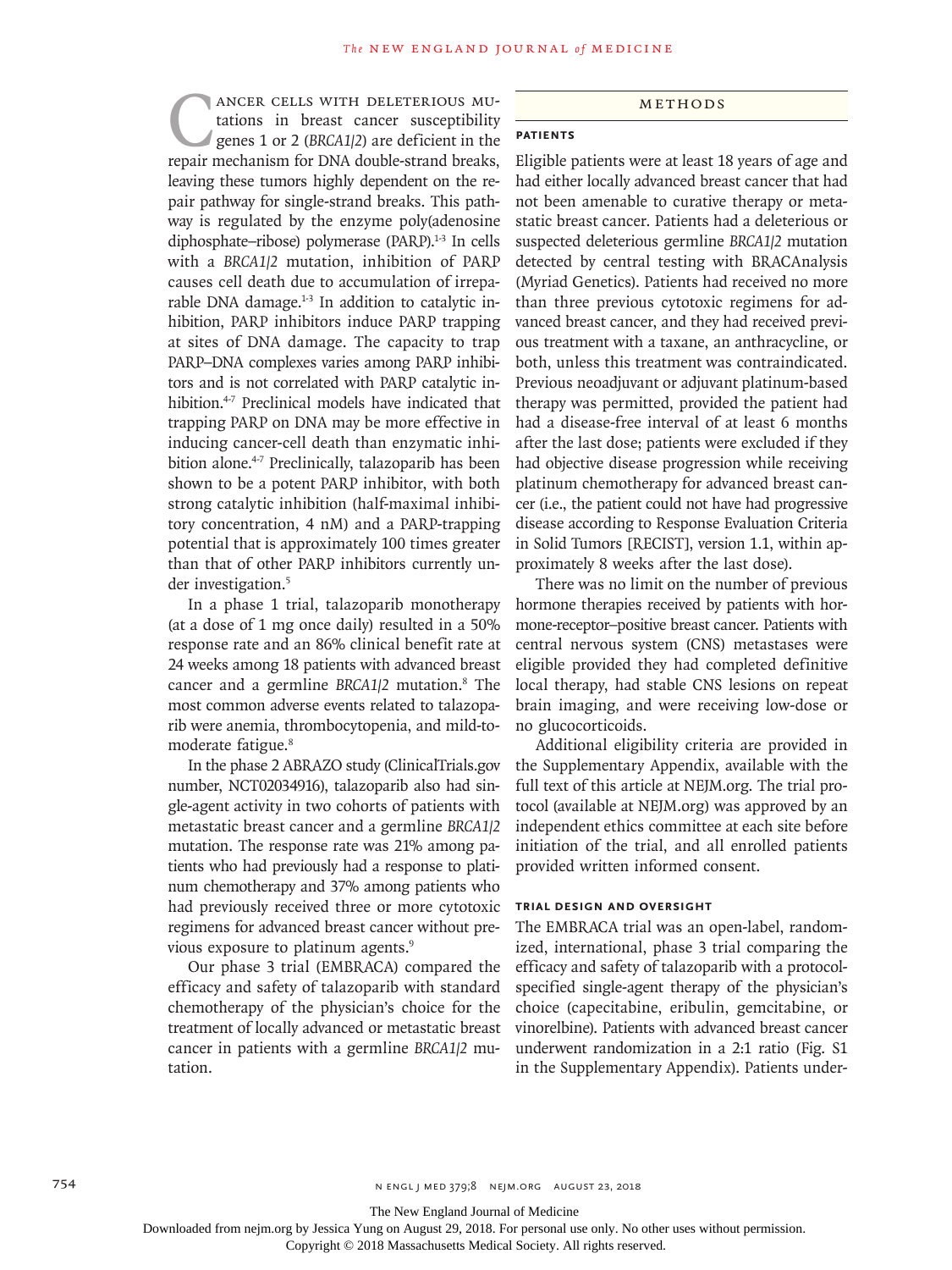Cancer cells with deleterious mutations in breast cancer susceptibility genes 1 or 2 (*BRCA1/2*) are deficient in the repair mechanism for DNA double-strand breaks, leaving these tumors highly dependent on the repair pathway for single-strand breaks. This pathway is regulated by the enzyme poly(adenosine diphosphate–ribose) polymerase (PARP).[1-3] In cells with a *BRCA1/2* mutation, inhibition of PARP causes cell death due to accumulation of irreparable DNA damage.[1-3] In addition to catalytic inhibition, PARP inhibitors induce PARP trapping at sites of DNA damage. The capacity to trap PARP–DNA complexes varies among PARP inhibitors and is not correlated with PARP catalytic inhibition.[4-7] Preclinical models have indicated that trapping PARP on DNA may be more effective in inducing cancer-cell death than enzymatic inhibition alone.[4-7] Preclinically, talazoparib has been shown to be a potent PARP inhibitor, with both strong catalytic inhibition (half-maximal inhibitory concentration, 4 nM) and a PARP-trapping potential that is approximately 100 times greater than that of other PARP inhibitors currently under investigation.[5]

In a phase 1 trial, talazoparib monotherapy (at a dose of 1 mg once daily) resulted in a 50% response rate and an 86% clinical benefit rate at 24 weeks among 18 patients with advanced breast cancer and a germline *BRCA1/2* mutation.[8] The most common adverse events related to talazoparib were anemia, thrombocytopenia, and mild-to-moderate fatigue.[8]

In the phase 2 ABRAZO study (ClinicalTrials.gov number, NCT02034916), talazoparib also had single-agent activity in two cohorts of patients with metastatic breast cancer and a germline *BRCA1/2* mutation. The response rate was 21% among patients who had previously had a response to platinum chemotherapy and 37% among patients who had previously received three or more cytotoxic regimens for advanced breast cancer without previous exposure to platinum agents.[9]

Our phase 3 trial (EMBRACA) compared the efficacy and safety of talazoparib with standard chemotherapy of the physician's choice for the treatment of locally advanced or metastatic breast cancer in patients with a germline *BRCA1/2* mutation.

## Methods

### Patients

Eligible patients were at least 18 years of age and had either locally advanced breast cancer that had not been amenable to curative therapy or metastatic breast cancer. Patients had a deleterious or suspected deleterious germline *BRCA1/2* mutation detected by central testing with BRACAnalysis (Myriad Genetics). Patients had received no more than three previous cytotoxic regimens for advanced breast cancer, and they had received previous treatment with a taxane, an anthracycline, or both, unless this treatment was contraindicated. Previous neoadjuvant or adjuvant platinum-based therapy was permitted, provided the patient had had a disease-free interval of at least 6 months after the last dose; patients were excluded if they had objective disease progression while receiving platinum chemotherapy for advanced breast cancer (i.e., the patient could not have had progressive disease according to Response Evaluation Criteria in Solid Tumors [RECIST], version 1.1, within approximately 8 weeks after the last dose).

There was no limit on the number of previous hormone therapies received by patients with hormone-receptor–positive breast cancer. Patients with central nervous system (CNS) metastases were eligible provided they had completed definitive local therapy, had stable CNS lesions on repeat brain imaging, and were receiving low-dose or no glucocorticoids.

Additional eligibility criteria are provided in the Supplementary Appendix, available with the full text of this article at NEJM.org. The trial protocol (available at NEJM.org) was approved by an independent ethics committee at each site before initiation of the trial, and all enrolled patients provided written informed consent.

### Trial Design and Oversight

The EMBRACA trial was an open-label, randomized, international, phase 3 trial comparing the efficacy and safety of talazoparib with a protocol-specified single-agent therapy of the physician's choice (capecitabine, eribulin, gemcitabine, or vinorelbine). Patients with advanced breast cancer underwent randomization in a 2:1 ratio (Fig. S1 in the Supplementary Appendix). Patients under-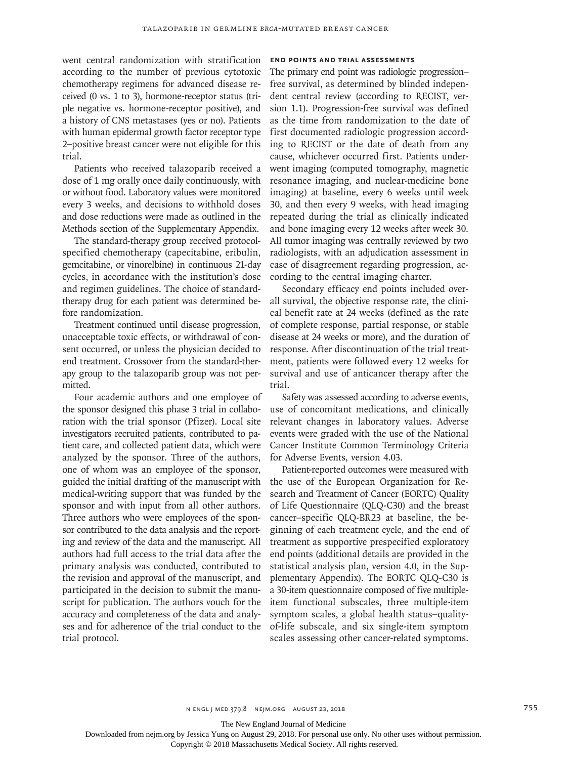went central randomization with stratification according to the number of previous cytotoxic chemotherapy regimens for advanced disease received (0 vs. 1 to 3), hormone-receptor status (triple negative vs. hormone-receptor positive), and a history of CNS metastases (yes or no). Patients with human epidermal growth factor receptor type 2–positive breast cancer were not eligible for this trial.

Patients who received talazoparib received a dose of 1 mg orally once daily continuously, with or without food. Laboratory values were monitored every 3 weeks, and decisions to withhold doses and dose reductions were made as outlined in the Methods section of the Supplementary Appendix.

The standard-therapy group received protocol-specified chemotherapy (capecitabine, eribulin, gemcitabine, or vinorelbine) in continuous 21-day cycles, in accordance with the institution's dose and regimen guidelines. The choice of standard-therapy drug for each patient was determined before randomization.

Treatment continued until disease progression, unacceptable toxic effects, or withdrawal of consent occurred, or unless the physician decided to end treatment. Crossover from the standard-therapy group to the talazoparib group was not permitted.

Four academic authors and one employee of the sponsor designed this phase 3 trial in collaboration with the trial sponsor (Pfizer). Local site investigators recruited patients, contributed to patient care, and collected patient data, which were analyzed by the sponsor. Three of the authors, one of whom was an employee of the sponsor, guided the initial drafting of the manuscript with medical-writing support that was funded by the sponsor and with input from all other authors. Three authors who were employees of the sponsor contributed to the data analysis and the reporting and review of the data and the manuscript. All authors had full access to the trial data after the primary analysis was conducted, contributed to the revision and approval of the manuscript, and participated in the decision to submit the manuscript for publication. The authors vouch for the accuracy and completeness of the data and analyses and for adherence of the trial conduct to the trial protocol.

### End Points and Trial Assessments

The primary end point was radiologic progression–free survival, as determined by blinded independent central review (according to RECIST, version 1.1). Progression-free survival was defined as the time from randomization to the date of first documented radiologic progression according to RECIST or the date of death from any cause, whichever occurred first. Patients underwent imaging (computed tomography, magnetic resonance imaging, and nuclear-medicine bone imaging) at baseline, every 6 weeks until week 30, and then every 9 weeks, with head imaging repeated during the trial as clinically indicated and bone imaging every 12 weeks after week 30. All tumor imaging was centrally reviewed by two radiologists, with an adjudication assessment in case of disagreement regarding progression, according to the central imaging charter.

Secondary efficacy end points included overall survival, the objective response rate, the clinical benefit rate at 24 weeks (defined as the rate of complete response, partial response, or stable disease at 24 weeks or more), and the duration of response. After discontinuation of the trial treatment, patients were followed every 12 weeks for survival and use of anticancer therapy after the trial.

Safety was assessed according to adverse events, use of concomitant medications, and clinically relevant changes in laboratory values. Adverse events were graded with the use of the National Cancer Institute Common Terminology Criteria for Adverse Events, version 4.03.

Patient-reported outcomes were measured with the use of the European Organization for Research and Treatment of Cancer (EORTC) Quality of Life Questionnaire (QLQ-C30) and the breast cancer–specific QLQ-BR23 at baseline, the beginning of each treatment cycle, and the end of treatment as supportive prespecified exploratory end points (additional details are provided in the statistical analysis plan, version 4.0, in the Supplementary Appendix). The EORTC QLQ-C30 is a 30-item questionnaire composed of five multiple-item functional subscales, three multiple-item symptom scales, a global health status–quality-of-life subscale, and six single-item symptom scales assessing other cancer-related symptoms.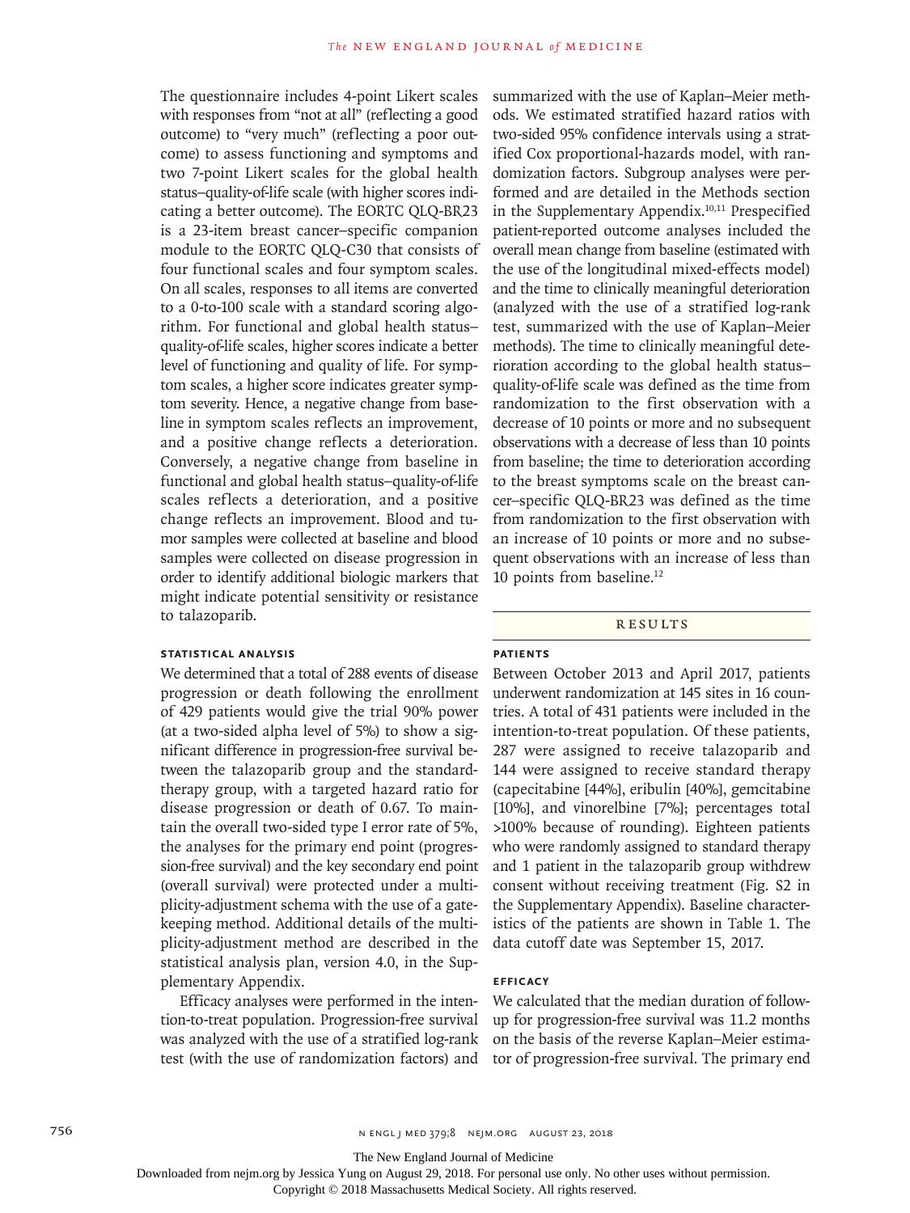The questionnaire includes 4-point Likert scales with responses from "not at all" (reflecting a good outcome) to "very much" (reflecting a poor outcome) to assess functioning and symptoms and two 7-point Likert scales for the global health status–quality-of-life scale (with higher scores indicating a better outcome). The EORTC QLQ-BR23 is a 23-item breast cancer–specific companion module to the EORTC QLQ-C30 that consists of four functional scales and four symptom scales. On all scales, responses to all items are converted to a 0-to-100 scale with a standard scoring algorithm. For functional and global health status–quality-of-life scales, higher scores indicate a better level of functioning and quality of life. For symptom scales, a higher score indicates greater symptom severity. Hence, a negative change from baseline in symptom scales reflects an improvement, and a positive change reflects a deterioration. Conversely, a negative change from baseline in functional and global health status–quality-of-life scales reflects a deterioration, and a positive change reflects an improvement. Blood and tumor samples were collected at baseline and blood samples were collected on disease progression in order to identify additional biologic markers that might indicate potential sensitivity or resistance to talazoparib.

### STATISTICAL ANALYSIS

We determined that a total of 288 events of disease progression or death following the enrollment of 429 patients would give the trial 90% power (at a two-sided alpha level of 5%) to show a significant difference in progression-free survival between the talazoparib group and the standard-therapy group, with a targeted hazard ratio for disease progression or death of 0.67. To maintain the overall two-sided type I error rate of 5%, the analyses for the primary end point (progression-free survival) and the key secondary end point (overall survival) were protected under a multiplicity-adjustment schema with the use of a gatekeeping method. Additional details of the multiplicity-adjustment method are described in the statistical analysis plan, version 4.0, in the Supplementary Appendix.

Efficacy analyses were performed in the intention-to-treat population. Progression-free survival was analyzed with the use of a stratified log-rank test (with the use of randomization factors) and summarized with the use of Kaplan–Meier methods. We estimated stratified hazard ratios with two-sided 95% confidence intervals using a stratified Cox proportional-hazards model, with randomization factors. Subgroup analyses were performed and are detailed in the Methods section in the Supplementary Appendix.[10,11] Prespecified patient-reported outcome analyses included the overall mean change from baseline (estimated with the use of the longitudinal mixed-effects model) and the time to clinically meaningful deterioration (analyzed with the use of a stratified log-rank test, summarized with the use of Kaplan–Meier methods). The time to clinically meaningful deterioration according to the global health status–quality-of-life scale was defined as the time from randomization to the first observation with a decrease of 10 points or more and no subsequent observations with a decrease of less than 10 points from baseline; the time to deterioration according to the breast symptoms scale on the breast cancer–specific QLQ-BR23 was defined as the time from randomization to the first observation with an increase of 10 points or more and no subsequent observations with an increase of less than 10 points from baseline.[12]

## RESULTS

### PATIENTS

Between October 2013 and April 2017, patients underwent randomization at 145 sites in 16 countries. A total of 431 patients were included in the intention-to-treat population. Of these patients, 287 were assigned to receive talazoparib and 144 were assigned to receive standard therapy (capecitabine [44%], eribulin [40%], gemcitabine [10%], and vinorelbine [7%]; percentages total >100% because of rounding). Eighteen patients who were randomly assigned to standard therapy and 1 patient in the talazoparib group withdrew consent without receiving treatment (Fig. S2 in the Supplementary Appendix). Baseline characteristics of the patients are shown in Table 1. The data cutoff date was September 15, 2017.

### EFFICACY

We calculated that the median duration of follow-up for progression-free survival was 11.2 months on the basis of the reverse Kaplan–Meier estimator of progression-free survival. The primary end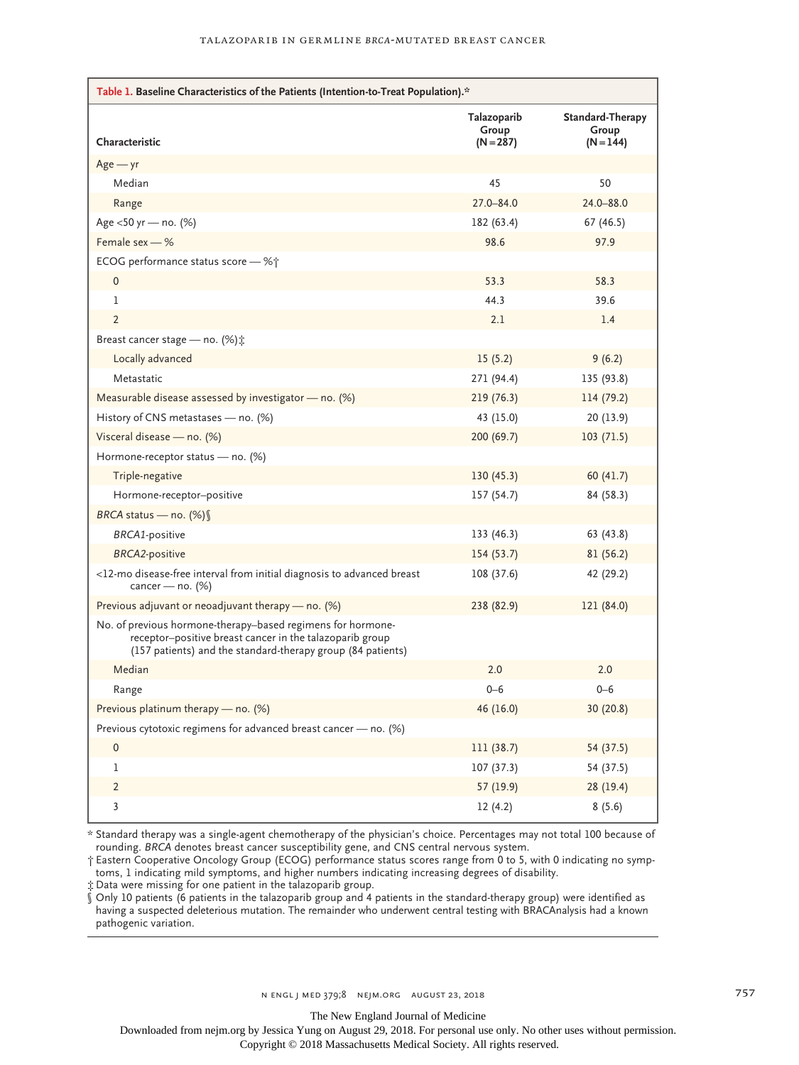**Table 1. Baseline Characteristics of the Patients (Intention-to-Treat Population).***

| Characteristic | Talazoparib Group (N=287) | Standard-Therapy Group (N=144) |
|---|---|---|
| Age — yr | | |
| Median | 45 | 50 |
| Range | 27.0–84.0 | 24.0–88.0 |
| Age <50 yr — no. (%) | 182 (63.4) | 67 (46.5) |
| Female sex — % | 98.6 | 97.9 |
| ECOG performance status score — %† | | |
| 0 | 53.3 | 58.3 |
| 1 | 44.3 | 39.6 |
| 2 | 2.1 | 1.4 |
| Breast cancer stage — no. (%)‡ | | |
| Locally advanced | 15 (5.2) | 9 (6.2) |
| Metastatic | 271 (94.4) | 135 (93.8) |
| Measurable disease assessed by investigator — no. (%) | 219 (76.3) | 114 (79.2) |
| History of CNS metastases — no. (%) | 43 (15.0) | 20 (13.9) |
| Visceral disease — no. (%) | 200 (69.7) | 103 (71.5) |
| Hormone-receptor status — no. (%) | | |
| Triple-negative | 130 (45.3) | 60 (41.7) |
| Hormone-receptor–positive | 157 (54.7) | 84 (58.3) |
| *BRCA* status — no. (%)§ | | |
| *BRCA1*-positive | 133 (46.3) | 63 (43.8) |
| *BRCA2*-positive | 154 (53.7) | 81 (56.2) |
| <12-mo disease-free interval from initial diagnosis to advanced breast cancer — no. (%) | 108 (37.6) | 42 (29.2) |
| Previous adjuvant or neoadjuvant therapy — no. (%) | 238 (82.9) | 121 (84.0) |
| No. of previous hormone-therapy–based regimens for hormone-receptor–positive breast cancer in the talazoparib group (157 patients) and the standard-therapy group (84 patients) | | |
| Median | 2.0 | 2.0 |
| Range | 0–6 | 0–6 |
| Previous platinum therapy — no. (%) | 46 (16.0) | 30 (20.8) |
| Previous cytotoxic regimens for advanced breast cancer — no. (%) | | |
| 0 | 111 (38.7) | 54 (37.5) |
| 1 | 107 (37.3) | 54 (37.5) |
| 2 | 57 (19.9) | 28 (19.4) |
| 3 | 12 (4.2) | 8 (5.6) |

\* Standard therapy was a single-agent chemotherapy of the physician's choice. Percentages may not total 100 because of rounding. *BRCA* denotes breast cancer susceptibility gene, and CNS central nervous system.

† Eastern Cooperative Oncology Group (ECOG) performance status scores range from 0 to 5, with 0 indicating no symptoms, 1 indicating mild symptoms, and higher numbers indicating increasing degrees of disability.

‡ Data were missing for one patient in the talazoparib group.

§ Only 10 patients (6 patients in the talazoparib group and 4 patients in the standard-therapy group) were identified as having a suspected deleterious mutation. The remainder who underwent central testing with BRACAnalysis had a known pathogenic variation.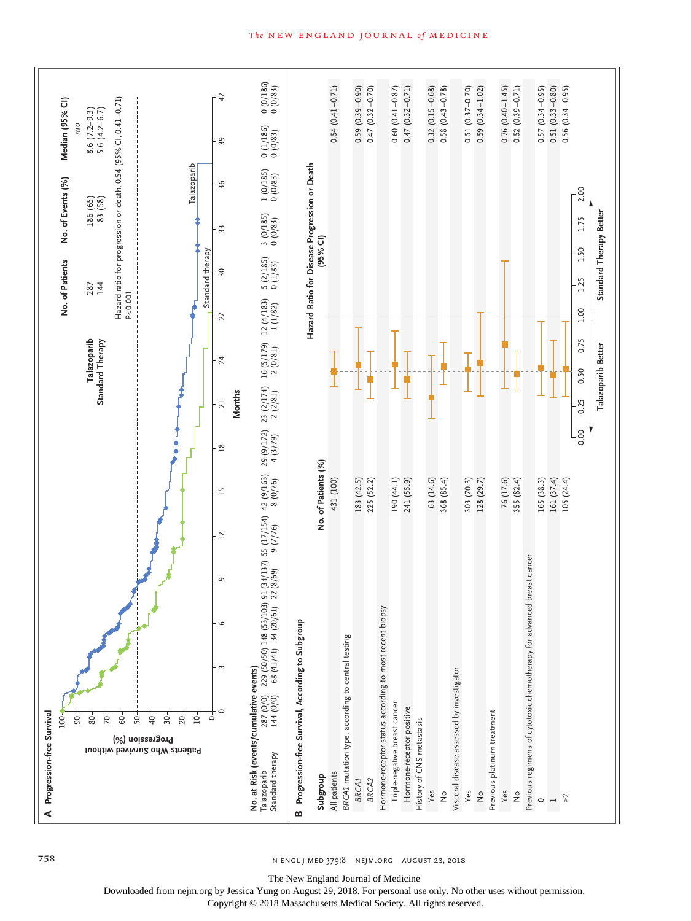**A Progression-free Survival**

| | No. of Patients | No. of Events (%) | Median (95% CI) mo |
|---|---|---|---|
| Talazoparib | 287 | 186 (65) | 8.6 (7.2–9.3) |
| Standard Therapy | 144 | 83 (58) | 5.6 (4.2–6.7) |

Hazard ratio for progression or death, 0.54 (95% CI, 0.41–0.71)
P<0.001

No. at Risk (events/cumulative events)

| Months | 0 | 3 | 6 | 9 | 12 | 15 | 18 | 21 | 24 | 27 | 30 | 33 | 36 | 39 | 42 |
|---|---|---|---|---|---|---|---|---|---|---|---|---|---|---|---|
| Talazoparib | 287 (0/0) | 229 (50/50) | 148 (53/103) | 91 (34/137) | 55 (17/154) | 42 (9/163) | 29 (9/172) | 23 (2/174) | 16 (5/179) | 12 (4/183) | 5 (2/185) | 3 (0/185) | 1 (0/185) | 0 (1/186) | 0 (0/186) |
| Standard therapy | 144 (0/0) | 68 (41/41) | 34 (20/61) | 22 (8/69) | 9 (7/76) | 8 (0/76) | 4 (3/79) | 2 (2/81) | 2 (0/81) | 1 (1/82) | 0 (1/83) | 0 (0/83) | 0 (0/83) | 0 (0/83) | 0 (0/83) |

**B Progression-free Survival, According to Subgroup**

| Subgroup | No. of Patients (%) | Hazard Ratio for Disease Progression or Death (95% CI) |
|---|---|---|
| All patients | 431 (100) | 0.54 (0.41–0.71) |
| *BRCA1* mutation type, according to central testing | | |
| *BRCA1* | 183 (42.5) | 0.59 (0.39–0.90) |
| *BRCA2* | 225 (52.2) | 0.47 (0.32–0.70) |
| Hormone-receptor status according to most recent biopsy | | |
| Triple-negative breast cancer | 190 (44.1) | 0.60 (0.41–0.87) |
| Hormone-receptor positive | 241 (55.9) | 0.47 (0.32–0.71) |
| History of CNS metastasis | | |
| Yes | 63 (14.6) | 0.32 (0.15–0.68) |
| No | 368 (85.4) | 0.58 (0.43–0.78) |
| Visceral disease assessed by investigator | | |
| Yes | 303 (70.3) | 0.51 (0.37–0.70) |
| No | 128 (29.7) | 0.59 (0.34–1.02) |
| Previous platinum treatment | | |
| Yes | 76 (17.6) | 0.76 (0.40–1.45) |
| No | 355 (82.4) | 0.52 (0.39–0.71) |
| Previous regimens of cytotoxic chemotherapy for advanced breast cancer | | |
| 0 | 165 (38.3) | 0.57 (0.34–0.95) |
| 1 | 161 (37.4) | 0.51 (0.33–0.80) |
| ≥2 | 105 (24.4) | 0.56 (0.34–0.95) |

← Talazoparib Better | Standard Therapy Better →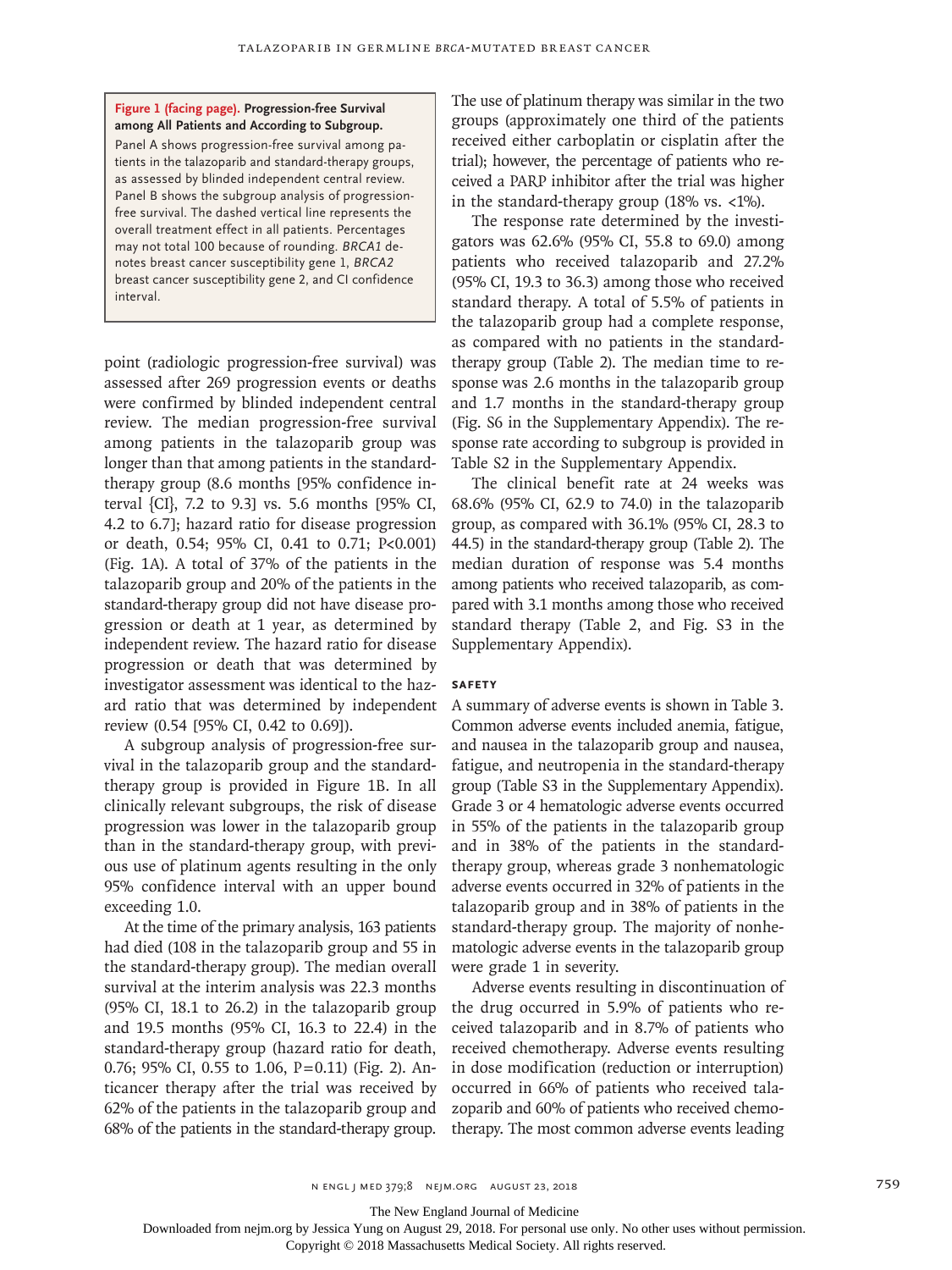**Figure 1 (facing page). Progression-free Survival among All Patients and According to Subgroup.**

Panel A shows progression-free survival among patients in the talazoparib and standard-therapy groups, as assessed by blinded independent central review. Panel B shows the subgroup analysis of progression-free survival. The dashed vertical line represents the overall treatment effect in all patients. Percentages may not total 100 because of rounding. *BRCA1* denotes breast cancer susceptibility gene 1, *BRCA2* breast cancer susceptibility gene 2, and CI confidence interval.

point (radiologic progression-free survival) was assessed after 269 progression events or deaths were confirmed by blinded independent central review. The median progression-free survival among patients in the talazoparib group was longer than that among patients in the standard-therapy group (8.6 months [95% confidence interval {CI}, 7.2 to 9.3] vs. 5.6 months [95% CI, 4.2 to 6.7]; hazard ratio for disease progression or death, 0.54; 95% CI, 0.41 to 0.71; P<0.001) (Fig. 1A). A total of 37% of the patients in the talazoparib group and 20% of the patients in the standard-therapy group did not have disease progression or death at 1 year, as determined by independent review. The hazard ratio for disease progression or death that was determined by investigator assessment was identical to the hazard ratio that was determined by independent review (0.54 [95% CI, 0.42 to 0.69]).

A subgroup analysis of progression-free survival in the talazoparib group and the standard-therapy group is provided in Figure 1B. In all clinically relevant subgroups, the risk of disease progression was lower in the talazoparib group than in the standard-therapy group, with previous use of platinum agents resulting in the only 95% confidence interval with an upper bound exceeding 1.0.

At the time of the primary analysis, 163 patients had died (108 in the talazoparib group and 55 in the standard-therapy group). The median overall survival at the interim analysis was 22.3 months (95% CI, 18.1 to 26.2) in the talazoparib group and 19.5 months (95% CI, 16.3 to 22.4) in the standard-therapy group (hazard ratio for death, 0.76; 95% CI, 0.55 to 1.06, P=0.11) (Fig. 2). Anticancer therapy after the trial was received by 62% of the patients in the talazoparib group and 68% of the patients in the standard-therapy group. The use of platinum therapy was similar in the two groups (approximately one third of the patients received either carboplatin or cisplatin after the trial); however, the percentage of patients who received a PARP inhibitor after the trial was higher in the standard-therapy group (18% vs. <1%).

The response rate determined by the investigators was 62.6% (95% CI, 55.8 to 69.0) among patients who received talazoparib and 27.2% (95% CI, 19.3 to 36.3) among those who received standard therapy. A total of 5.5% of patients in the talazoparib group had a complete response, as compared with no patients in the standard-therapy group (Table 2). The median time to response was 2.6 months in the talazoparib group and 1.7 months in the standard-therapy group (Fig. S6 in the Supplementary Appendix). The response rate according to subgroup is provided in Table S2 in the Supplementary Appendix.

The clinical benefit rate at 24 weeks was 68.6% (95% CI, 62.9 to 74.0) in the talazoparib group, as compared with 36.1% (95% CI, 28.3 to 44.5) in the standard-therapy group (Table 2). The median duration of response was 5.4 months among patients who received talazoparib, as compared with 3.1 months among those who received standard therapy (Table 2, and Fig. S3 in the Supplementary Appendix).

### SAFETY

A summary of adverse events is shown in Table 3. Common adverse events included anemia, fatigue, and nausea in the talazoparib group and nausea, fatigue, and neutropenia in the standard-therapy group (Table S3 in the Supplementary Appendix). Grade 3 or 4 hematologic adverse events occurred in 55% of the patients in the talazoparib group and in 38% of the patients in the standard-therapy group, whereas grade 3 nonhematologic adverse events occurred in 32% of patients in the talazoparib group and in 38% of patients in the standard-therapy group. The majority of nonhematologic adverse events in the talazoparib group were grade 1 in severity.

Adverse events resulting in discontinuation of the drug occurred in 5.9% of patients who received talazoparib and in 8.7% of patients who received chemotherapy. Adverse events resulting in dose modification (reduction or interruption) occurred in 66% of patients who received talazoparib and 60% of patients who received chemotherapy. The most common adverse events leading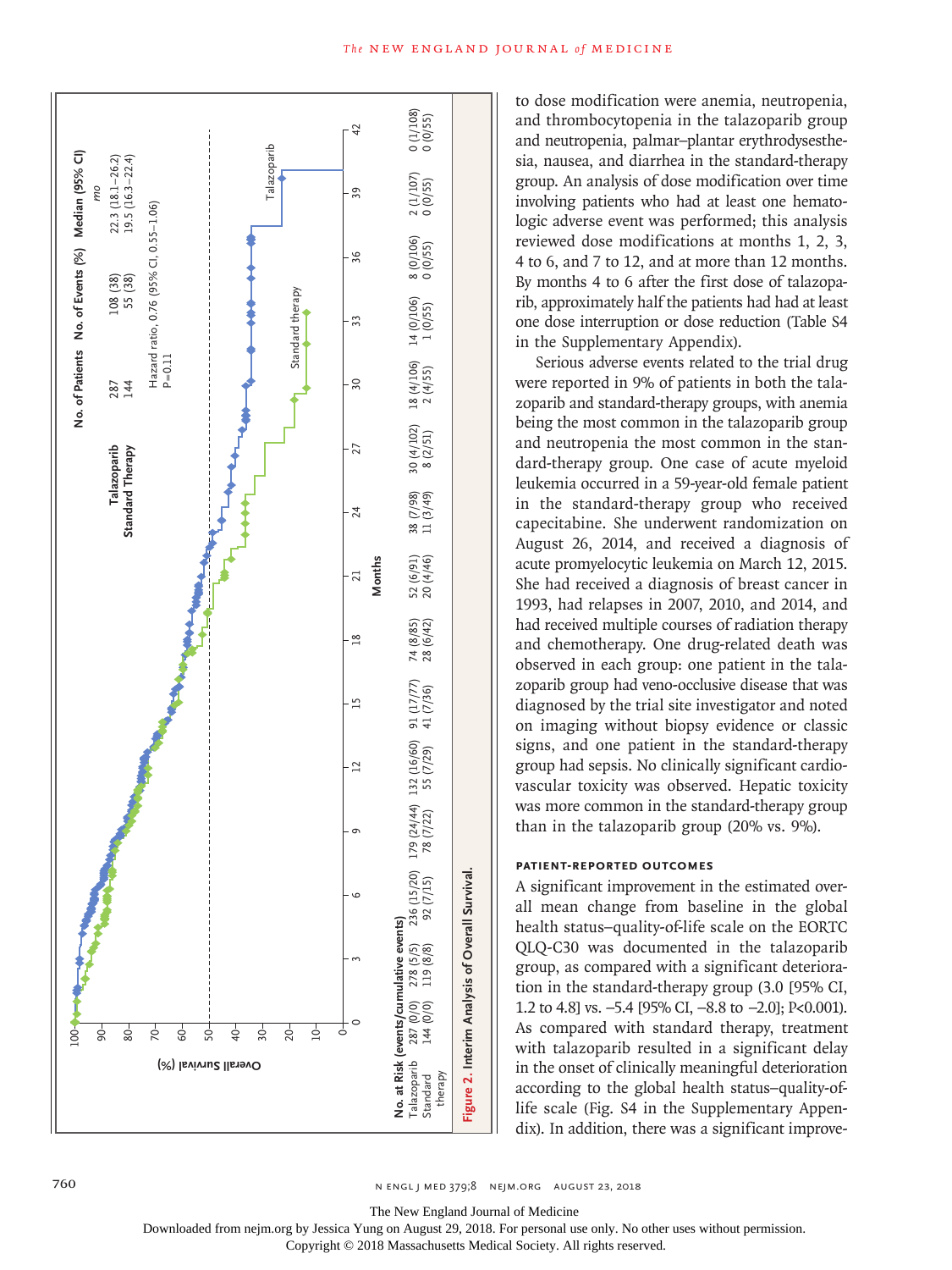| | No. of Patients | No. of Events (%) | Median (95% CI) mo |
|---|---|---|---|
| Talazoparib | 287 | 108 (38) | 22.3 (18.1–26.2) |
| Standard Therapy | 144 | 55 (38) | 19.5 (16.3–22.4) |

Hazard ratio, 0.76 (95% CI, 0.55–1.06)
P=0.11

**No. at Risk (events/cumulative events)**

| Months | 0 | 3 | 6 | 9 | 12 | 15 | 18 | 21 | 24 | 27 | 30 | 33 | 36 | 39 | 42 |
|---|---|---|---|---|---|---|---|---|---|---|---|---|---|---|---|
| Talazoparib | 287 (0/0) | 278 (5/5) | 236 (15/20) | 179 (24/44) | 132 (16/60) | 91 (17/77) | 74 (8/85) | 52 (6/91) | 38 (7/98) | 30 (4/102) | 18 (4/106) | 14 (0/106) | 8 (0/106) | 2 (1/107) | 0 (1/108) |
| Standard therapy | 144 (0/0) | 119 (8/8) | 92 (7/15) | 78 (7/22) | 55 (7/29) | 41 (7/36) | 28 (6/42) | 20 (4/46) | 11 (3/49) | 8 (2/51) | 2 (4/55) | 1 (0/55) | 0 (0/55) | 0 (0/55) | 0 (0/55) |

**Figure 2. Interim Analysis of Overall Survival.**

to dose modification were anemia, neutropenia, and thrombocytopenia in the talazoparib group and neutropenia, palmar–plantar erythrodysesthesia, nausea, and diarrhea in the standard-therapy group. An analysis of dose modification over time involving patients who had at least one hematologic adverse event was performed; this analysis reviewed dose modifications at months 1, 2, 3, 4 to 6, and 7 to 12, and at more than 12 months. By months 4 to 6 after the first dose of talazoparib, approximately half the patients had had at least one dose interruption or dose reduction (Table S4 in the Supplementary Appendix).

Serious adverse events related to the trial drug were reported in 9% of patients in both the talazoparib and standard-therapy groups, with anemia being the most common in the talazoparib group and neutropenia the most common in the standard-therapy group. One case of acute myeloid leukemia occurred in a 59-year-old female patient in the standard-therapy group who received capecitabine. She underwent randomization on August 26, 2014, and received a diagnosis of acute promyelocytic leukemia on March 12, 2015. She had received a diagnosis of breast cancer in 1993, had relapses in 2007, 2010, and 2014, and had received multiple courses of radiation therapy and chemotherapy. One drug-related death was observed in each group: one patient in the talazoparib group had veno-occlusive disease that was diagnosed by the trial site investigator and noted on imaging without biopsy evidence or classic signs, and one patient in the standard-therapy group had sepsis. No clinically significant cardiovascular toxicity was observed. Hepatic toxicity was more common in the standard-therapy group than in the talazoparib group (20% vs. 9%).

### PATIENT-REPORTED OUTCOMES

A significant improvement in the estimated overall mean change from baseline in the global health status–quality-of-life scale on the EORTC QLQ-C30 was documented in the talazoparib group, as compared with a significant deterioration in the standard-therapy group (3.0 [95% CI, 1.2 to 4.8] vs. −5.4 [95% CI, −8.8 to −2.0]; P<0.001). As compared with standard therapy, treatment with talazoparib resulted in a significant delay in the onset of clinically meaningful deterioration according to the global health status–quality-of-life scale (Fig. S4 in the Supplementary Appendix). In addition, there was a significant improve-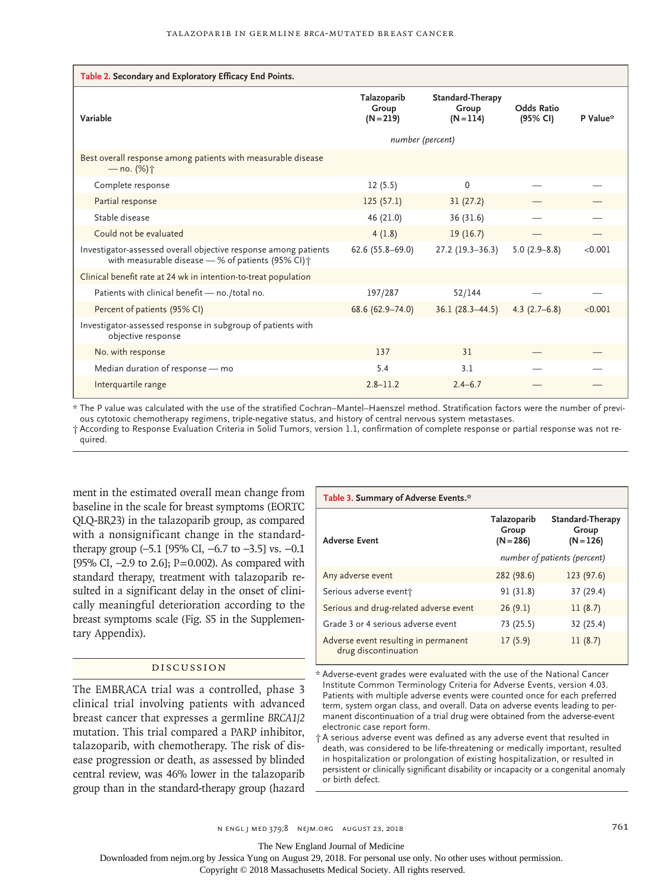**Table 2. Secondary and Exploratory Efficacy End Points.**

| Variable | Talazoparib Group (N=219) | Standard-Therapy Group (N=114) | Odds Ratio (95% CI) | P Value* |
|---|---|---|---|---|
| | *number (percent)* | | | |
| Best overall response among patients with measurable disease — no. (%)† | | | | |
| Complete response | 12 (5.5) | 0 | — | — |
| Partial response | 125 (57.1) | 31 (27.2) | — | — |
| Stable disease | 46 (21.0) | 36 (31.6) | — | — |
| Could not be evaluated | 4 (1.8) | 19 (16.7) | — | — |
| Investigator-assessed overall objective response among patients with measurable disease — % of patients (95% CI)† | 62.6 (55.8–69.0) | 27.2 (19.3–36.3) | 5.0 (2.9–8.8) | <0.001 |
| Clinical benefit rate at 24 wk in intention-to-treat population | | | | |
| Patients with clinical benefit — no./total no. | 197/287 | 52/144 | — | — |
| Percent of patients (95% CI) | 68.6 (62.9–74.0) | 36.1 (28.3–44.5) | 4.3 (2.7–6.8) | <0.001 |
| Investigator-assessed response in subgroup of patients with objective response | | | | |
| No. with response | 137 | 31 | — | — |
| Median duration of response — mo | 5.4 | 3.1 | — | — |
| Interquartile range | 2.8–11.2 | 2.4–6.7 | — | — |

\* The P value was calculated with the use of the stratified Cochran–Mantel–Haenszel method. Stratification factors were the number of previous cytotoxic chemotherapy regimens, triple-negative status, and history of central nervous system metastases.

† According to Response Evaluation Criteria in Solid Tumors, version 1.1, confirmation of complete response or partial response was not required.

ment in the estimated overall mean change from baseline in the scale for breast symptoms (EORTC QLQ-BR23) in the talazoparib group, as compared with a nonsignificant change in the standard-therapy group (−5.1 [95% CI, −6.7 to −3.5] vs. −0.1 [95% CI, −2.9 to 2.6]; P=0.002). As compared with standard therapy, treatment with talazoparib resulted in a significant delay in the onset of clinically meaningful deterioration according to the breast symptoms scale (Fig. S5 in the Supplementary Appendix).

**Table 3. Summary of Adverse Events.***

| Adverse Event | Talazoparib Group (N=286) | Standard-Therapy Group (N=126) |
|---|---|---|
| | *number of patients (percent)* | |
| Any adverse event | 282 (98.6) | 123 (97.6) |
| Serious adverse event† | 91 (31.8) | 37 (29.4) |
| Serious and drug-related adverse event | 26 (9.1) | 11 (8.7) |
| Grade 3 or 4 serious adverse event | 73 (25.5) | 32 (25.4) |
| Adverse event resulting in permanent drug discontinuation | 17 (5.9) | 11 (8.7) |

\* Adverse-event grades were evaluated with the use of the National Cancer Institute Common Terminology Criteria for Adverse Events, version 4.03. Patients with multiple adverse events were counted once for each preferred term, system organ class, and overall. Data on adverse events leading to permanent discontinuation of a trial drug were obtained from the adverse-event electronic case report form.

† A serious adverse event was defined as any adverse event that resulted in death, was considered to be life-threatening or medically important, resulted in hospitalization or prolongation of existing hospitalization, or resulted in persistent or clinically significant disability or incapacity or a congenital anomaly or birth defect.

## Discussion

The EMBRACA trial was a controlled, phase 3 clinical trial involving patients with advanced breast cancer that expresses a germline *BRCA1/2* mutation. This trial compared a PARP inhibitor, talazoparib, with chemotherapy. The risk of disease progression or death, as assessed by blinded central review, was 46% lower in the talazoparib group than in the standard-therapy group (hazard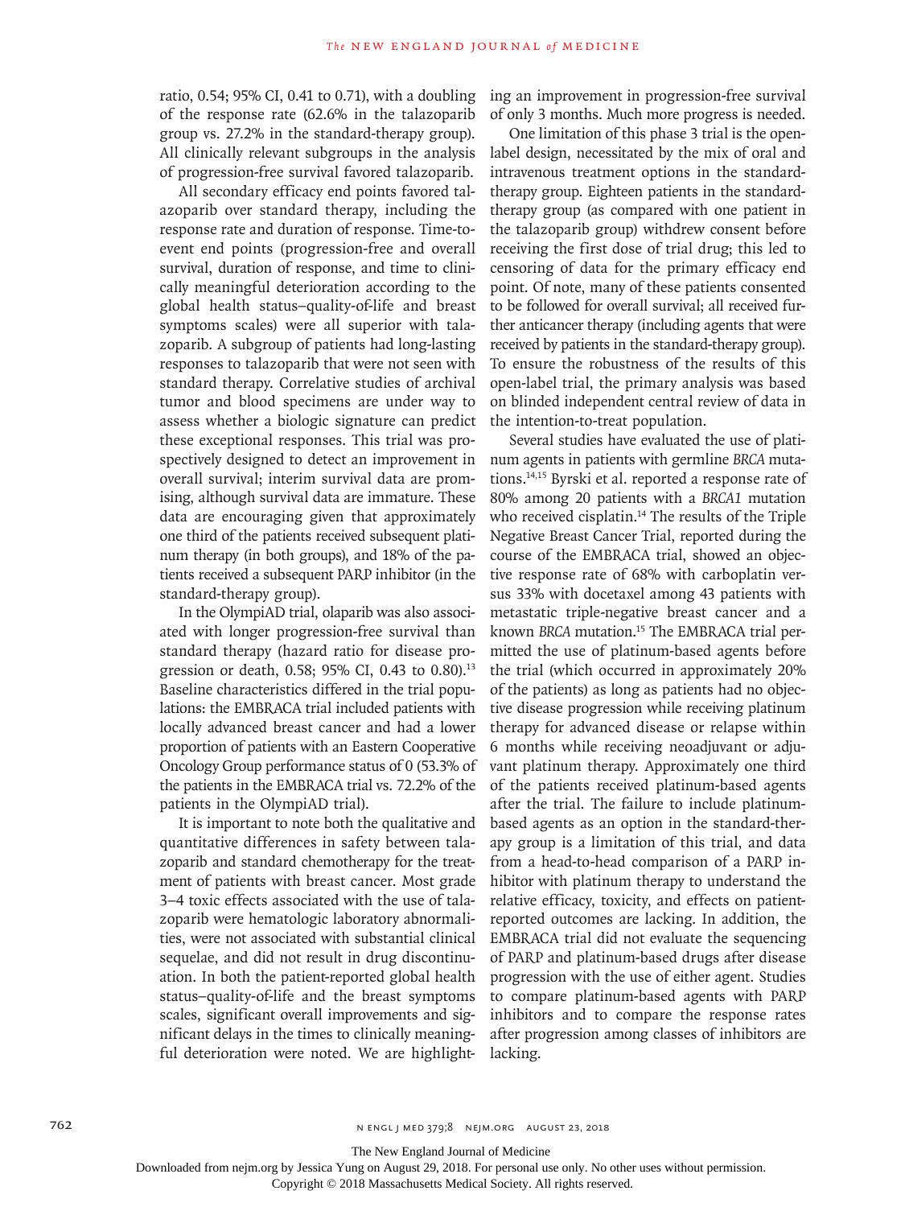ratio, 0.54; 95% CI, 0.41 to 0.71), with a doubling of the response rate (62.6% in the talazoparib group vs. 27.2% in the standard-therapy group). All clinically relevant subgroups in the analysis of progression-free survival favored talazoparib.

All secondary efficacy end points favored talazoparib over standard therapy, including the response rate and duration of response. Time-to-event end points (progression-free and overall survival, duration of response, and time to clinically meaningful deterioration according to the global health status–quality-of-life and breast symptoms scales) were all superior with talazoparib. A subgroup of patients had long-lasting responses to talazoparib that were not seen with standard therapy. Correlative studies of archival tumor and blood specimens are under way to assess whether a biologic signature can predict these exceptional responses. This trial was prospectively designed to detect an improvement in overall survival; interim survival data are promising, although survival data are immature. These data are encouraging given that approximately one third of the patients received subsequent platinum therapy (in both groups), and 18% of the patients received a subsequent PARP inhibitor (in the standard-therapy group).

In the OlympiAD trial, olaparib was also associated with longer progression-free survival than standard therapy (hazard ratio for disease progression or death, 0.58; 95% CI, 0.43 to 0.80).[13] Baseline characteristics differed in the trial populations: the EMBRACA trial included patients with locally advanced breast cancer and had a lower proportion of patients with an Eastern Cooperative Oncology Group performance status of 0 (53.3% of the patients in the EMBRACA trial vs. 72.2% of the patients in the OlympiAD trial).

It is important to note both the qualitative and quantitative differences in safety between talazoparib and standard chemotherapy for the treatment of patients with breast cancer. Most grade 3–4 toxic effects associated with the use of talazoparib were hematologic laboratory abnormalities, were not associated with substantial clinical sequelae, and did not result in drug discontinuation. In both the patient-reported global health status–quality-of-life and the breast symptoms scales, significant overall improvements and significant delays in the times to clinically meaningful deterioration were noted. We are highlighting an improvement in progression-free survival of only 3 months. Much more progress is needed.

One limitation of this phase 3 trial is the open-label design, necessitated by the mix of oral and intravenous treatment options in the standard-therapy group. Eighteen patients in the standard-therapy group (as compared with one patient in the talazoparib group) withdrew consent before receiving the first dose of trial drug; this led to censoring of data for the primary efficacy end point. Of note, many of these patients consented to be followed for overall survival; all received further anticancer therapy (including agents that were received by patients in the standard-therapy group). To ensure the robustness of the results of this open-label trial, the primary analysis was based on blinded independent central review of data in the intention-to-treat population.

Several studies have evaluated the use of platinum agents in patients with germline *BRCA* mutations.[14,15] Byrski et al. reported a response rate of 80% among 20 patients with a *BRCA1* mutation who received cisplatin.[14] The results of the Triple Negative Breast Cancer Trial, reported during the course of the EMBRACA trial, showed an objective response rate of 68% with carboplatin versus 33% with docetaxel among 43 patients with metastatic triple-negative breast cancer and a known *BRCA* mutation.[15] The EMBRACA trial permitted the use of platinum-based agents before the trial (which occurred in approximately 20% of the patients) as long as patients had no objective disease progression while receiving platinum therapy for advanced disease or relapse within 6 months while receiving neoadjuvant or adjuvant platinum therapy. Approximately one third of the patients received platinum-based agents after the trial. The failure to include platinum-based agents as an option in the standard-therapy group is a limitation of this trial, and data from a head-to-head comparison of a PARP inhibitor with platinum therapy to understand the relative efficacy, toxicity, and effects on patient-reported outcomes are lacking. In addition, the EMBRACA trial did not evaluate the sequencing of PARP and platinum-based drugs after disease progression with the use of either agent. Studies to compare platinum-based agents with PARP inhibitors and to compare the response rates after progression among classes of inhibitors are lacking.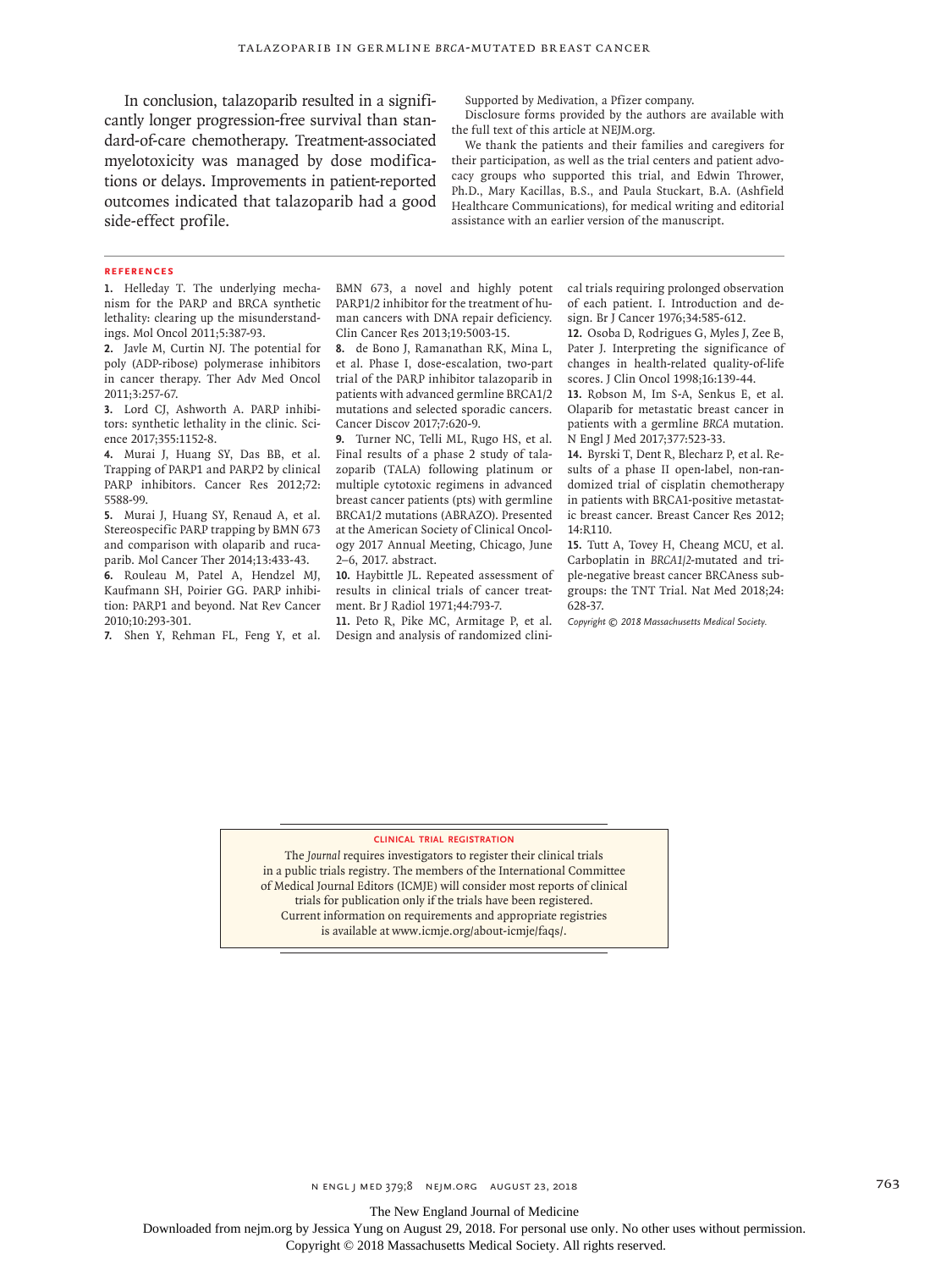In conclusion, talazoparib resulted in a significantly longer progression-free survival than standard-of-care chemotherapy. Treatment-associated myelotoxicity was managed by dose modifications or delays. Improvements in patient-reported outcomes indicated that talazoparib had a good side-effect profile.

Supported by Medivation, a Pfizer company.

Disclosure forms provided by the authors are available with the full text of this article at NEJM.org.

We thank the patients and their families and caregivers for their participation, as well as the trial centers and patient advocacy groups who supported this trial, and Edwin Thrower, Ph.D., Mary Kacillas, B.S., and Paula Stuckart, B.A. (Ashfield Healthcare Communications), for medical writing and editorial assistance with an earlier version of the manuscript.

## References

1. Helleday T. The underlying mechanism for the PARP and BRCA synthetic lethality: clearing up the misunderstandings. Mol Oncol 2011;5:387-93.
2. Javle M, Curtin NJ. The potential for poly (ADP-ribose) polymerase inhibitors in cancer therapy. Ther Adv Med Oncol 2011;3:257-67.
3. Lord CJ, Ashworth A. PARP inhibitors: synthetic lethality in the clinic. Science 2017;355:1152-8.
4. Murai J, Huang SY, Das BB, et al. Trapping of PARP1 and PARP2 by clinical PARP inhibitors. Cancer Res 2012;72:5588-99.
5. Murai J, Huang SY, Renaud A, et al. Stereospecific PARP trapping by BMN 673 and comparison with olaparib and rucaparib. Mol Cancer Ther 2014;13:433-43.
6. Rouleau M, Patel A, Hendzel MJ, Kaufmann SH, Poirier GG. PARP inhibition: PARP1 and beyond. Nat Rev Cancer 2010;10:293-301.
7. Shen Y, Rehman FL, Feng Y, et al. BMN 673, a novel and highly potent PARP1/2 inhibitor for the treatment of human cancers with DNA repair deficiency. Clin Cancer Res 2013;19:5003-15.
8. de Bono J, Ramanathan RK, Mina L, et al. Phase I, dose-escalation, two-part trial of the PARP inhibitor talazoparib in patients with advanced germline BRCA1/2 mutations and selected sporadic cancers. Cancer Discov 2017;7:620-9.
9. Turner NC, Telli ML, Rugo HS, et al. Final results of a phase 2 study of talazoparib (TALA) following platinum or multiple cytotoxic regimens in advanced breast cancer patients (pts) with germline BRCA1/2 mutations (ABRAZO). Presented at the American Society of Clinical Oncology 2017 Annual Meeting, Chicago, June 2–6, 2017. abstract.
10. Haybittle JL. Repeated assessment of results in clinical trials of cancer treatment. Br J Radiol 1971;44:793-7.
11. Peto R, Pike MC, Armitage P, et al. Design and analysis of randomized clinical trials requiring prolonged observation of each patient. I. Introduction and design. Br J Cancer 1976;34:585-612.
12. Osoba D, Rodrigues G, Myles J, Zee B, Pater J. Interpreting the significance of changes in health-related quality-of-life scores. J Clin Oncol 1998;16:139-44.
13. Robson M, Im S-A, Senkus E, et al. Olaparib for metastatic breast cancer in patients with a germline *BRCA* mutation. N Engl J Med 2017;377:523-33.
14. Byrski T, Dent R, Blecharz P, et al. Results of a phase II open-label, non-randomized trial of cisplatin chemotherapy in patients with BRCA1-positive metastatic breast cancer. Breast Cancer Res 2012;14:R110.
15. Tutt A, Tovey H, Cheang MCU, et al. Carboplatin in *BRCA1/2*-mutated and triple-negative breast cancer BRCAness subgroups: the TNT Trial. Nat Med 2018;24:628-37.

*Copyright © 2018 Massachusetts Medical Society.*

**Clinical Trial Registration**

The *Journal* requires investigators to register their clinical trials in a public trials registry. The members of the International Committee of Medical Journal Editors (ICMJE) will consider most reports of clinical trials for publication only if the trials have been registered. Current information on requirements and appropriate registries is available at www.icmje.org/about-icmje/faqs/.